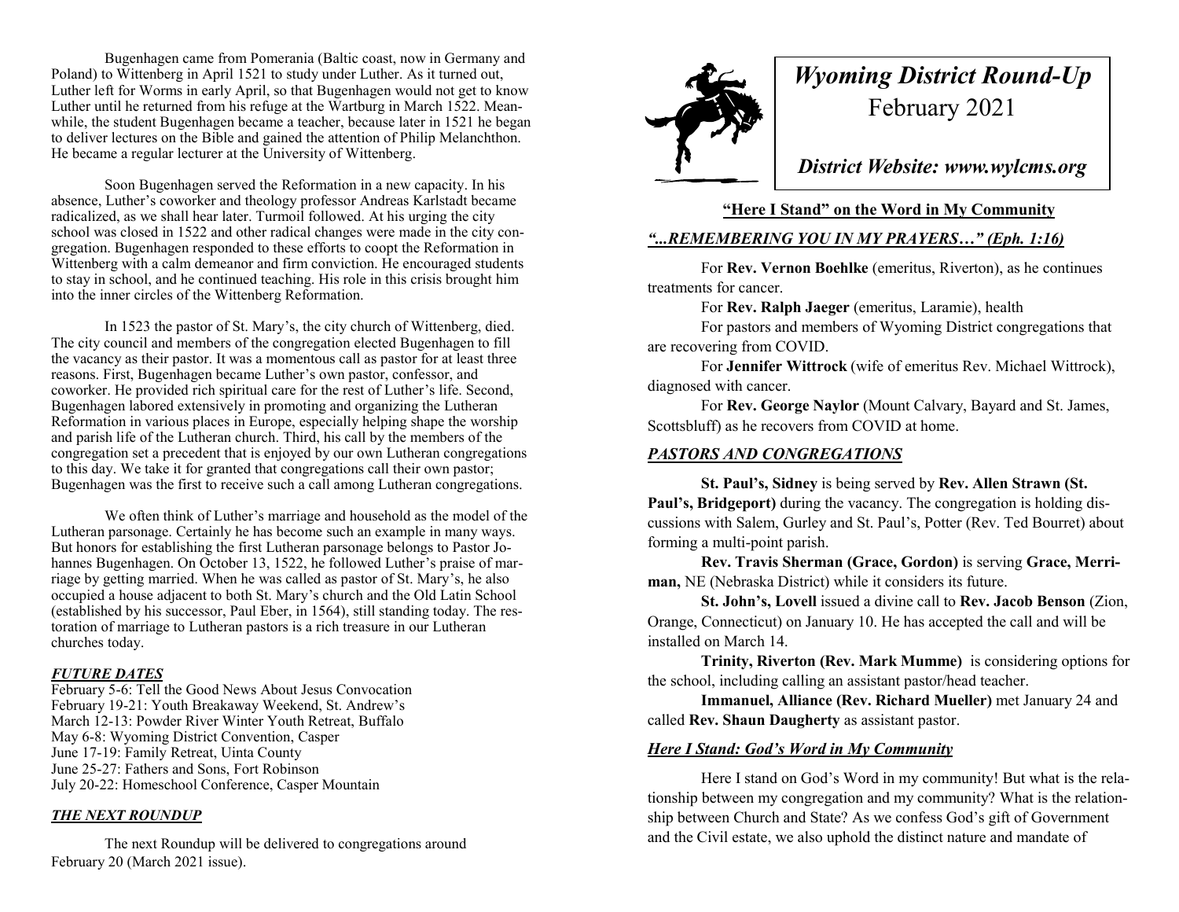Bugenhagen came from Pomerania (Baltic coast, now in Germany and Poland) to Wittenberg in April 1521 to study under Luther. As it turned out, Luther left for Worms in early April, so that Bugenhagen would not get to know Luther until he returned from his refuge at the Wartburg in March 1522. Meanwhile, the student Bugenhagen became a teacher, because later in 1521 he began to deliver lectures on the Bible and gained the attention of Philip Melanchthon. He became a regular lecturer at the University of Wittenberg.

Soon Bugenhagen served the Reformation in a new capacity. In his absence, Luther's coworker and theology professor Andreas Karlstadt became radicalized, as we shall hear later. Turmoil followed. At his urging the city school was closed in 1522 and other radical changes were made in the city congregation. Bugenhagen responded to these efforts to coopt the Reformation in Wittenberg with a calm demeanor and firm conviction. He encouraged students to stay in school, and he continued teaching. His role in this crisis brought him into the inner circles of the Wittenberg Reformation.

In 1523 the pastor of St. Mary's, the city church of Wittenberg, died. The city council and members of the congregation elected Bugenhagen to fill the vacancy as their pastor. It was a momentous call as pastor for at least three reasons. First, Bugenhagen became Luther's own pastor, confessor, and coworker. He provided rich spiritual care for the rest of Luther's life. Second, Bugenhagen labored extensively in promoting and organizing the Lutheran Reformation in various places in Europe, especially helping shape the worship and parish life of the Lutheran church. Third, his call by the members of the congregation set a precedent that is enjoyed by our own Lutheran congregations to this day. We take it for granted that congregations call their own pastor; Bugenhagen was the first to receive such a call among Lutheran congregations.

We often think of Luther's marriage and household as the model of the Lutheran parsonage. Certainly he has become such an example in many ways. But honors for establishing the first Lutheran parsonage belongs to Pastor Johannes Bugenhagen. On October 13, 1522, he followed Luther's praise of marriage by getting married. When he was called as pastor of St. Mary's, he also occupied a house adjacent to both St. Mary's church and the Old Latin School (established by his successor, Paul Eber, in 1564), still standing today. The restoration of marriage to Lutheran pastors is a rich treasure in our Lutheran churches today.

### *FUTURE DATES*

February 5-6: Tell the Good News About Jesus Convocation
February 19-21: Youth Breakaway Weekend, St. Andrew's
March 12-13: Powder River Winter Youth Retreat, Buffalo
May 6-8: Wyoming District Convention, Casper
June 17-19: Family Retreat, Uinta County
June 25-27: Fathers and Sons, Fort Robinson
July 20-22: Homeschool Conference, Casper Mountain

### *THE NEXT ROUNDUP*

The next Roundup will be delivered to congregations around February 20 (March 2021 issue).

# *Wyoming District Round-Up*
## February 2021

*District Website: www.wylcms.org*

### "Here I Stand" on the Word in My Community

### *"...REMEMBERING YOU IN MY PRAYERS…" (Eph. 1:16)*

For **Rev. Vernon Boehlke** (emeritus, Riverton), as he continues treatments for cancer.

For **Rev. Ralph Jaeger** (emeritus, Laramie), health

For pastors and members of Wyoming District congregations that are recovering from COVID.

For **Jennifer Wittrock** (wife of emeritus Rev. Michael Wittrock), diagnosed with cancer.

For **Rev. George Naylor** (Mount Calvary, Bayard and St. James, Scottsbluff) as he recovers from COVID at home.

### *PASTORS AND CONGREGATIONS*

**St. Paul's, Sidney** is being served by **Rev. Allen Strawn (St. Paul's, Bridgeport)** during the vacancy. The congregation is holding discussions with Salem, Gurley and St. Paul's, Potter (Rev. Ted Bourret) about forming a multi-point parish.

**Rev. Travis Sherman (Grace, Gordon)** is serving **Grace, Merriman,** NE (Nebraska District) while it considers its future.

**St. John's, Lovell** issued a divine call to **Rev. Jacob Benson** (Zion, Orange, Connecticut) on January 10. He has accepted the call and will be installed on March 14.

**Trinity, Riverton (Rev. Mark Mumme)** is considering options for the school, including calling an assistant pastor/head teacher.

**Immanuel, Alliance (Rev. Richard Mueller)** met January 24 and called **Rev. Shaun Daugherty** as assistant pastor.

### *Here I Stand: God's Word in My Community*

Here I stand on God's Word in my community! But what is the relationship between my congregation and my community? What is the relationship between Church and State? As we confess God's gift of Government and the Civil estate, we also uphold the distinct nature and mandate of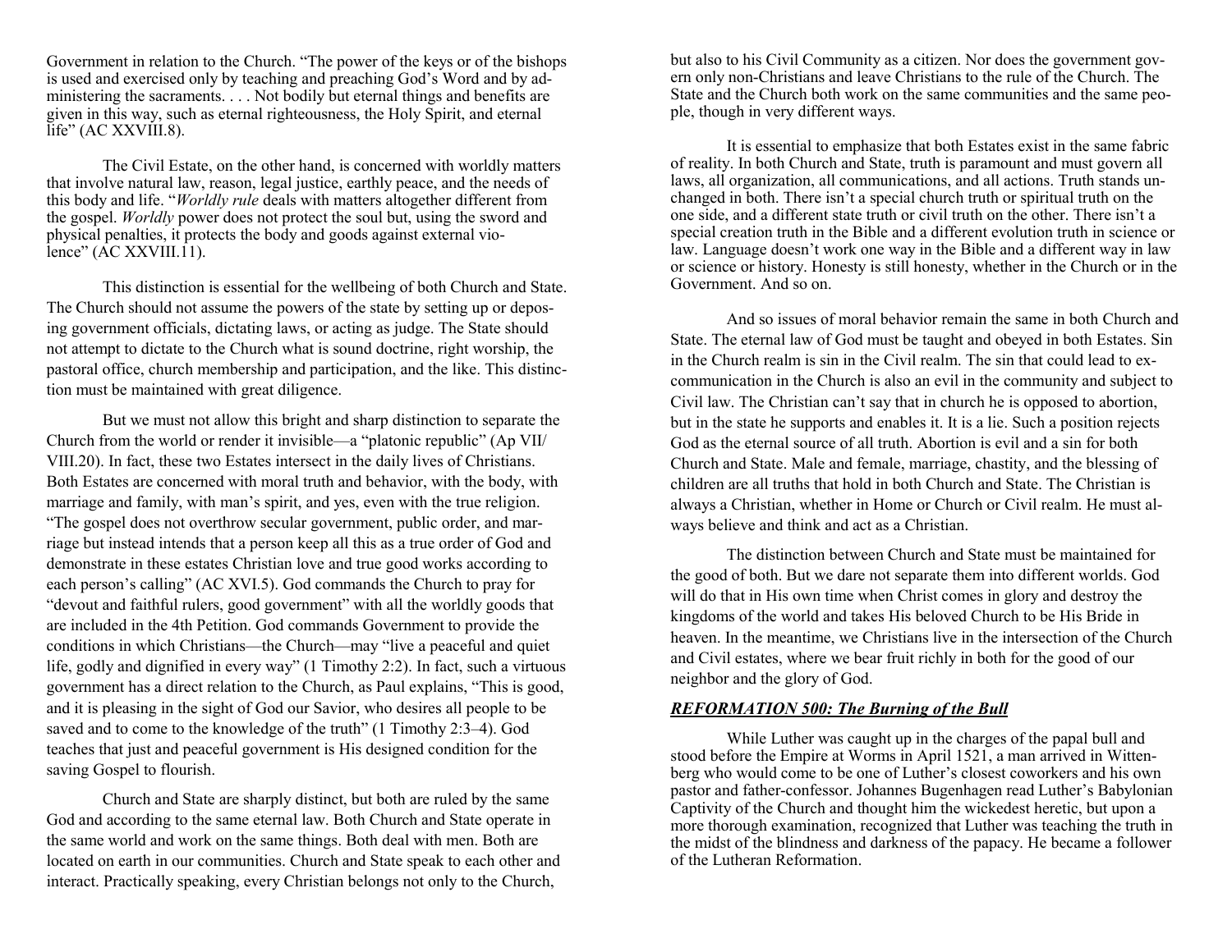Government in relation to the Church. "The power of the keys or of the bishops is used and exercised only by teaching and preaching God's Word and by administering the sacraments. . . . Not bodily but eternal things and benefits are given in this way, such as eternal righteousness, the Holy Spirit, and eternal life" (AC XXVIII.8).

The Civil Estate, on the other hand, is concerned with worldly matters that involve natural law, reason, legal justice, earthly peace, and the needs of this body and life. "*Worldly rule* deals with matters altogether different from the gospel. *Worldly* power does not protect the soul but, using the sword and physical penalties, it protects the body and goods against external violence" (AC XXVIII.11).

This distinction is essential for the wellbeing of both Church and State. The Church should not assume the powers of the state by setting up or deposing government officials, dictating laws, or acting as judge. The State should not attempt to dictate to the Church what is sound doctrine, right worship, the pastoral office, church membership and participation, and the like. This distinction must be maintained with great diligence.

But we must not allow this bright and sharp distinction to separate the Church from the world or render it invisible—a "platonic republic" (Ap VII/VIII.20). In fact, these two Estates intersect in the daily lives of Christians. Both Estates are concerned with moral truth and behavior, with the body, with marriage and family, with man's spirit, and yes, even with the true religion. "The gospel does not overthrow secular government, public order, and marriage but instead intends that a person keep all this as a true order of God and demonstrate in these estates Christian love and true good works according to each person's calling" (AC XVI.5). God commands the Church to pray for "devout and faithful rulers, good government" with all the worldly goods that are included in the 4th Petition. God commands Government to provide the conditions in which Christians—the Church—may "live a peaceful and quiet life, godly and dignified in every way" (1 Timothy 2:2). In fact, such a virtuous government has a direct relation to the Church, as Paul explains, "This is good, and it is pleasing in the sight of God our Savior, who desires all people to be saved and to come to the knowledge of the truth" (1 Timothy 2:3–4). God teaches that just and peaceful government is His designed condition for the saving Gospel to flourish.

Church and State are sharply distinct, but both are ruled by the same God and according to the same eternal law. Both Church and State operate in the same world and work on the same things. Both deal with men. Both are located on earth in our communities. Church and State speak to each other and interact. Practically speaking, every Christian belongs not only to the Church, but also to his Civil Community as a citizen. Nor does the government govern only non-Christians and leave Christians to the rule of the Church. The State and the Church both work on the same communities and the same people, though in very different ways.

It is essential to emphasize that both Estates exist in the same fabric of reality. In both Church and State, truth is paramount and must govern all laws, all organization, all communications, and all actions. Truth stands unchanged in both. There isn't a special church truth or spiritual truth on the one side, and a different state truth or civil truth on the other. There isn't a special creation truth in the Bible and a different evolution truth in science or law. Language doesn't work one way in the Bible and a different way in law or science or history. Honesty is still honesty, whether in the Church or in the Government. And so on.

And so issues of moral behavior remain the same in both Church and State. The eternal law of God must be taught and obeyed in both Estates. Sin in the Church realm is sin in the Civil realm. The sin that could lead to excommunication in the Church is also an evil in the community and subject to Civil law. The Christian can't say that in church he is opposed to abortion, but in the state he supports and enables it. It is a lie. Such a position rejects God as the eternal source of all truth. Abortion is evil and a sin for both Church and State. Male and female, marriage, chastity, and the blessing of children are all truths that hold in both Church and State. The Christian is always a Christian, whether in Home or Church or Civil realm. He must always believe and think and act as a Christian.

The distinction between Church and State must be maintained for the good of both. But we dare not separate them into different worlds. God will do that in His own time when Christ comes in glory and destroy the kingdoms of the world and takes His beloved Church to be His Bride in heaven. In the meantime, we Christians live in the intersection of the Church and Civil estates, where we bear fruit richly in both for the good of our neighbor and the glory of God.

## ***REFORMATION 500: The Burning of the Bull***

While Luther was caught up in the charges of the papal bull and stood before the Empire at Worms in April 1521, a man arrived in Wittenberg who would come to be one of Luther's closest coworkers and his own pastor and father-confessor. Johannes Bugenhagen read Luther's Babylonian Captivity of the Church and thought him the wickedest heretic, but upon a more thorough examination, recognized that Luther was teaching the truth in the midst of the blindness and darkness of the papacy. He became a follower of the Lutheran Reformation.